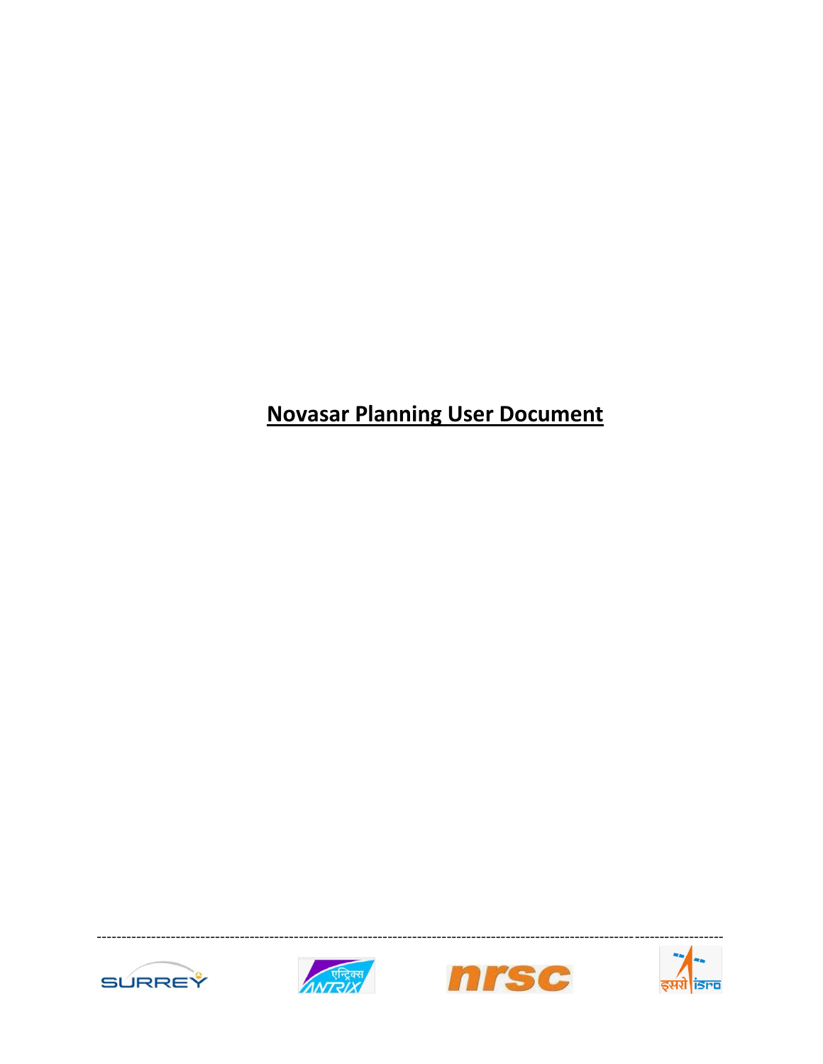# Novasar Planning User Document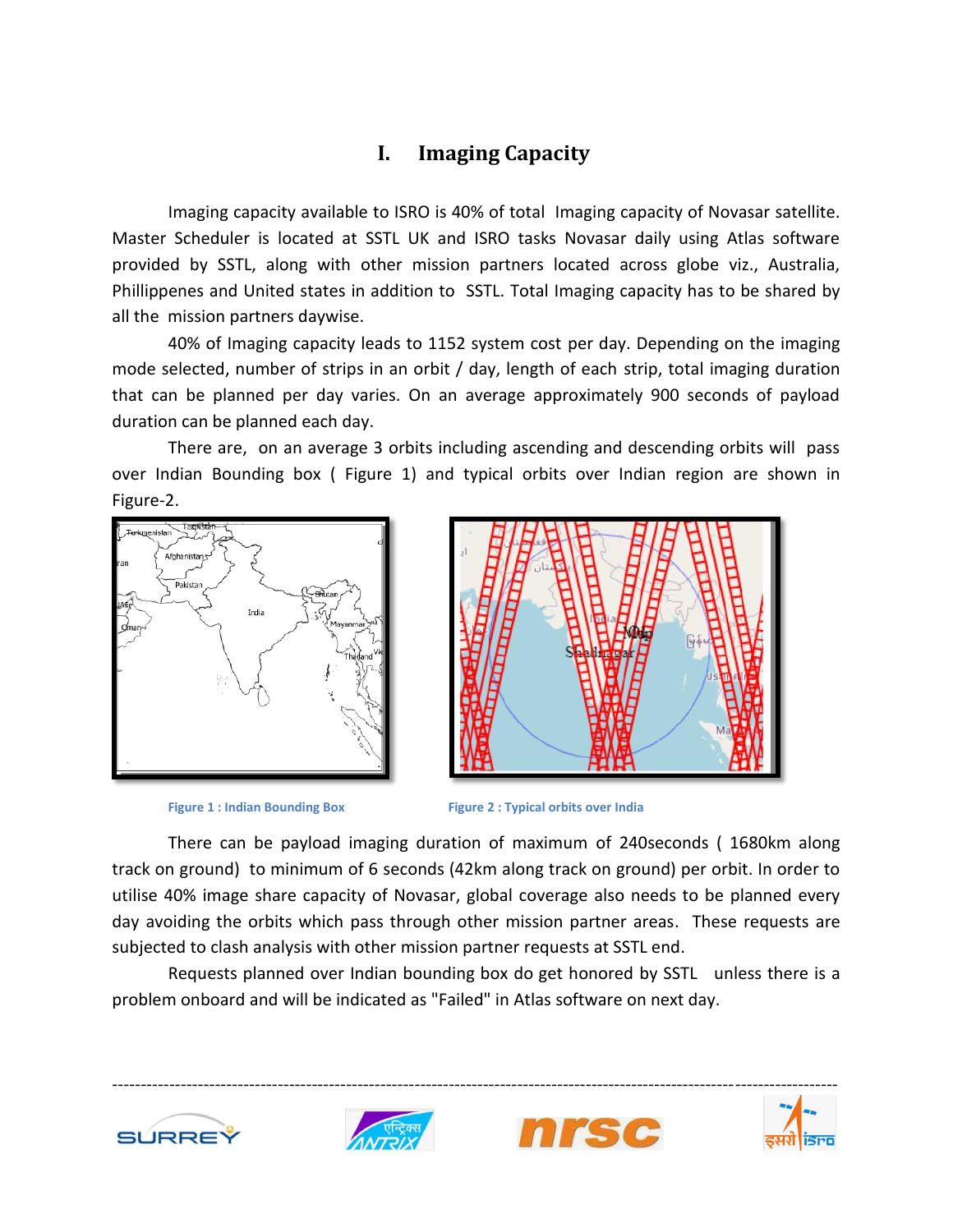# I. Imaging Capacity

Imaging capacity available to ISRO is 40% of total Imaging capacity of Novasar satellite. Master Scheduler is located at SSTL UK and ISRO tasks Novasar daily using Atlas software provided by SSTL, along with other mission partners located across globe viz., Australia, Phillippenes and United states in addition to SSTL. Total Imaging capacity has to be shared by all the mission partners daywise.

40% of Imaging capacity leads to 1152 system cost per day. Depending on the imaging mode selected, number of strips in an orbit / day, length of each strip, total imaging duration that can be planned per day varies. On an average approximately 900 seconds of payload duration can be planned each day.

There are, on an average 3 orbits including ascending and descending orbits will pass over Indian Bounding box ( Figure 1) and typical orbits over Indian region are shown in Figure-2.

Figure 1 : Indian Bounding Box

Figure 2 : Typical orbits over India

There can be payload imaging duration of maximum of 240seconds ( 1680km along track on ground) to minimum of 6 seconds (42km along track on ground) per orbit. In order to utilise 40% image share capacity of Novasar, global coverage also needs to be planned every day avoiding the orbits which pass through other mission partner areas. These requests are subjected to clash analysis with other mission partner requests at SSTL end.

Requests planned over Indian bounding box do get honored by SSTL unless there is a problem onboard and will be indicated as "Failed" in Atlas software on next day.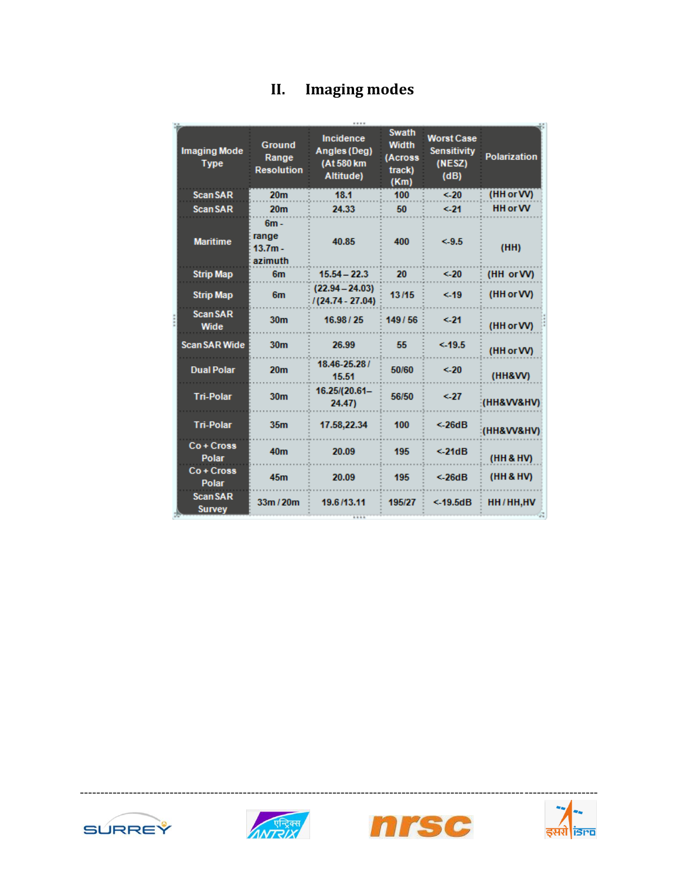## II. Imaging modes

| Imaging Mode Type | Ground Range Resolution | Incidence Angles (Deg) (At 580 km Altitude) | Swath Width (Across track) (Km) | Worst Case Sensitivity (NESZ) (dB) | Polarization |
|---|---|---|---|---|---|
| Scan SAR | 20m | 18.1 | 100 | <-20 | (HH or VV) |
| Scan SAR | 20m | 24.33 | 50 | <-21 | HH or VV |
| Maritime | 6m - range 13.7m - azimuth | 40.85 | 400 | <-9.5 | (HH) |
| Strip Map | 6m | 15.54 – 22.3 | 20 | <-20 | (HH or VV) |
| Strip Map | 6m | (22.94 – 24.03) / (24.74 - 27.04) | 13 /15 | <-19 | (HH or VV) |
| Scan SAR Wide | 30m | 16.98 / 25 | 149 / 56 | <-21 | (HH or VV) |
| Scan SAR Wide | 30m | 26.99 | 55 | <-19.5 | (HH or VV) |
| Dual Polar | 20m | 18.46-25.28 / 15.51 | 50/60 | <-20 | (HH&VV) |
| Tri-Polar | 30m | 16.25/(20.61– 24.47) | 56/50 | <-27 | (HH&VV&HV) |
| Tri-Polar | 35m | 17.58,22.34 | 100 | <-26dB | (HH&VV&HV) |
| Co + Cross Polar | 40m | 20.09 | 195 | <-21dB | (HH & HV) |
| Co + Cross Polar | 45m | 20.09 | 195 | <-26dB | (HH & HV) |
| Scan SAR Survey | 33m / 20m | 19.6 /13.11 | 195/27 | <-19.5dB | HH / HH,HV |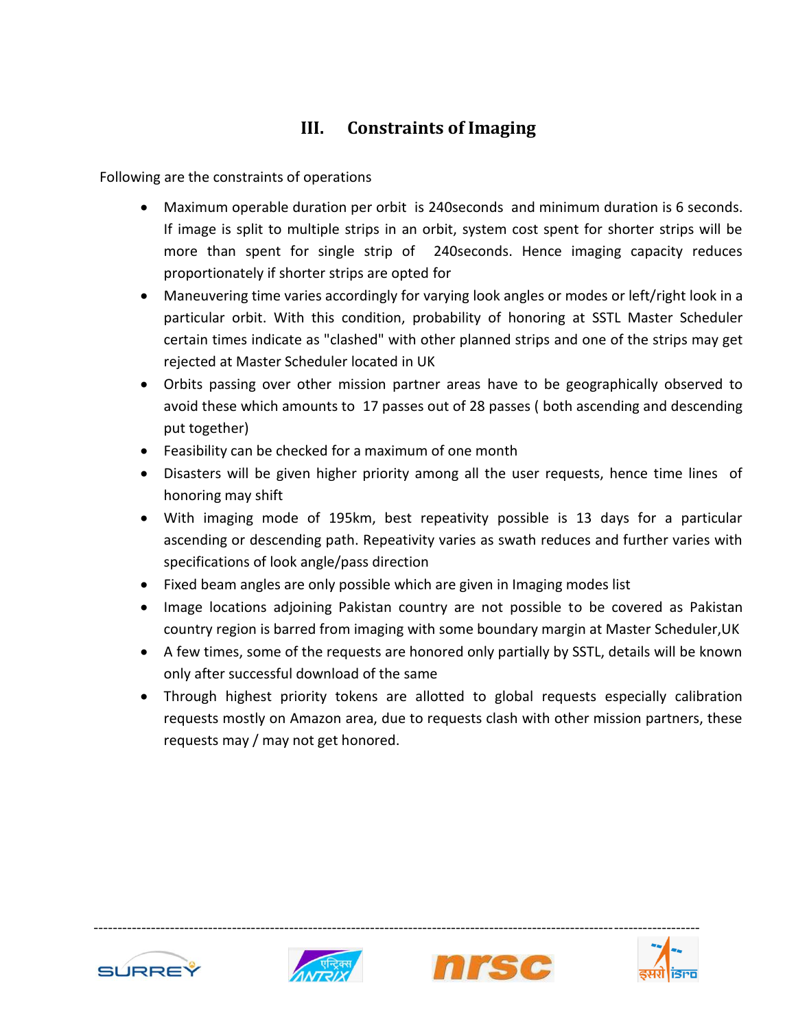## III. Constraints of Imaging

Following are the constraints of operations

- Maximum operable duration per orbit is 240seconds and minimum duration is 6 seconds. If image is split to multiple strips in an orbit, system cost spent for shorter strips will be more than spent for single strip of 240seconds. Hence imaging capacity reduces proportionately if shorter strips are opted for
- Maneuvering time varies accordingly for varying look angles or modes or left/right look in a particular orbit. With this condition, probability of honoring at SSTL Master Scheduler certain times indicate as "clashed" with other planned strips and one of the strips may get rejected at Master Scheduler located in UK
- Orbits passing over other mission partner areas have to be geographically observed to avoid these which amounts to 17 passes out of 28 passes ( both ascending and descending put together)
- Feasibility can be checked for a maximum of one month
- Disasters will be given higher priority among all the user requests, hence time lines of honoring may shift
- With imaging mode of 195km, best repeativity possible is 13 days for a particular ascending or descending path. Repeativity varies as swath reduces and further varies with specifications of look angle/pass direction
- Fixed beam angles are only possible which are given in Imaging modes list
- Image locations adjoining Pakistan country are not possible to be covered as Pakistan country region is barred from imaging with some boundary margin at Master Scheduler,UK
- A few times, some of the requests are honored only partially by SSTL, details will be known only after successful download of the same
- Through highest priority tokens are allotted to global requests especially calibration requests mostly on Amazon area, due to requests clash with other mission partners, these requests may / may not get honored.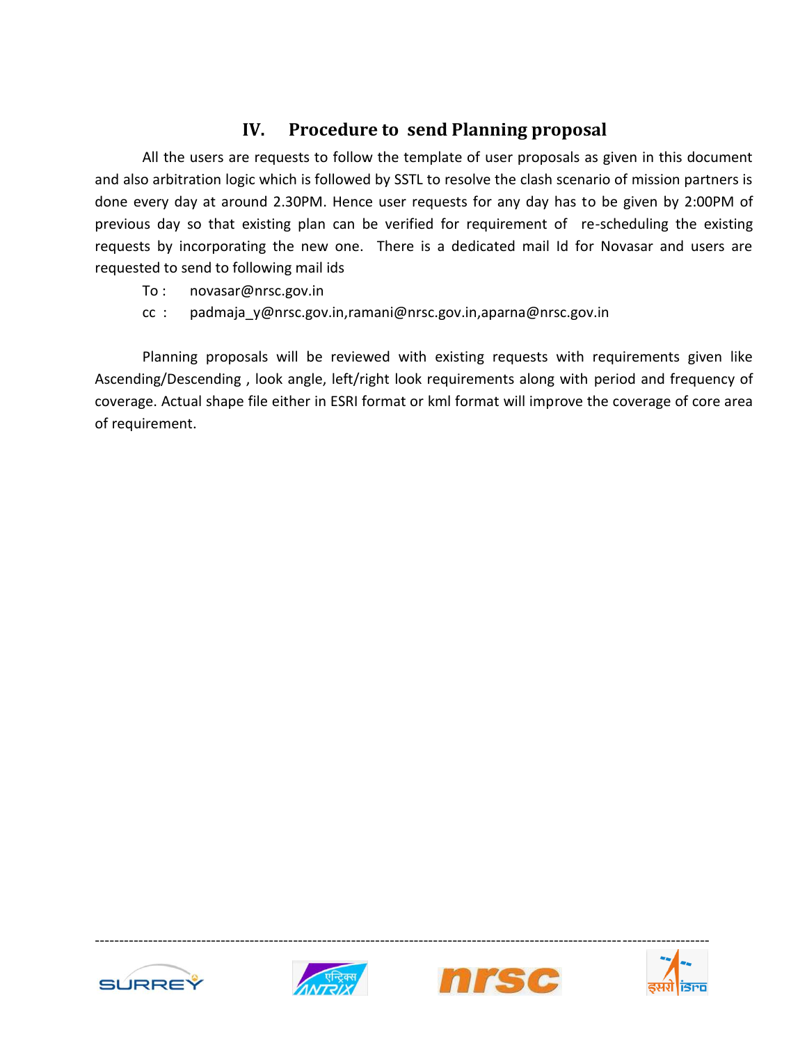## IV. Procedure to send Planning proposal

All the users are requests to follow the template of user proposals as given in this document and also arbitration logic which is followed by SSTL to resolve the clash scenario of mission partners is done every day at around 2.30PM. Hence user requests for any day has to be given by 2:00PM of previous day so that existing plan can be verified for requirement of re-scheduling the existing requests by incorporating the new one. There is a dedicated mail Id for Novasar and users are requested to send to following mail ids

To : novasar@nrsc.gov.in

cc : padmaja_y@nrsc.gov.in,ramani@nrsc.gov.in,aparna@nrsc.gov.in

Planning proposals will be reviewed with existing requests with requirements given like Ascending/Descending , look angle, left/right look requirements along with period and frequency of coverage. Actual shape file either in ESRI format or kml format will improve the coverage of core area of requirement.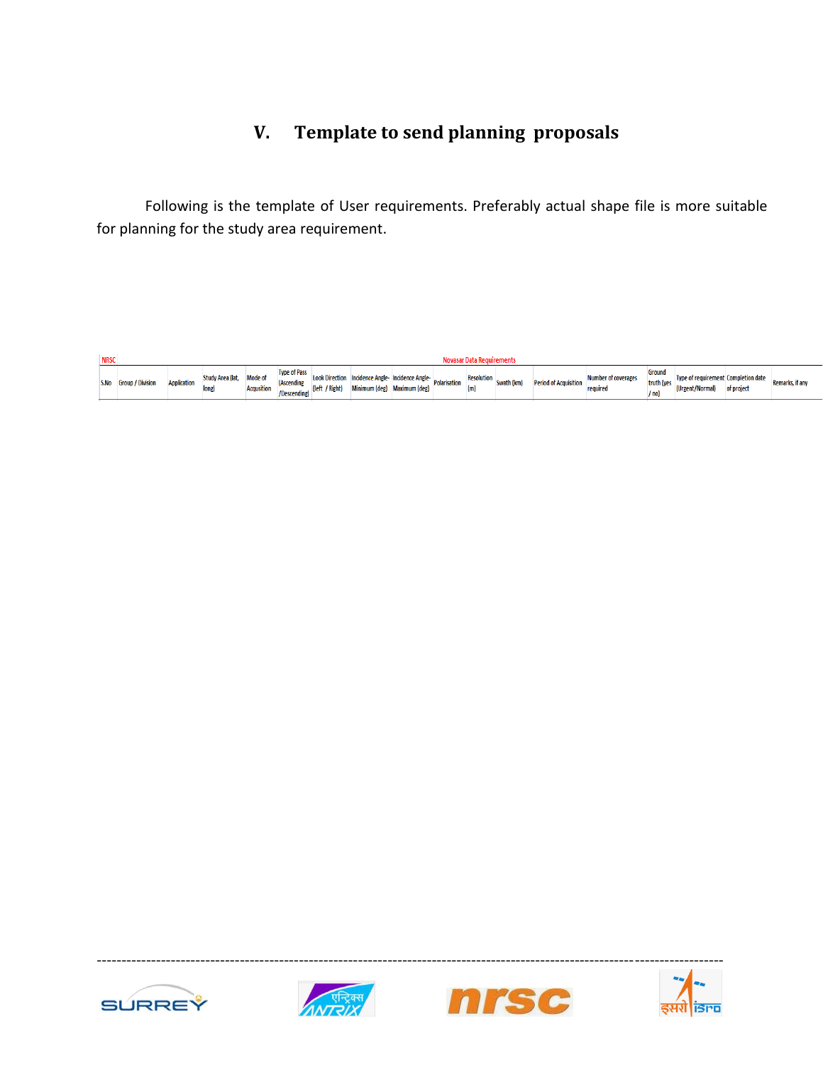# V. Template to send planning proposals

Following is the template of User requirements. Preferably actual shape file is more suitable for planning for the study area requirement.

| NRSC | | | | | | | Novasar Data Requirements | | | | | | | | | | | |
|---|---|---|---|---|---|---|---|---|---|---|---|---|---|---|---|---|---|---|
| S.No | Group / Division | Application | Study Area (lat, long) | Mode of Acqusition | Type of Pass (Ascending /Descending) | Look Direction (left / Right) | Incidence Angle- Minimum (deg) | Incidence Angle- Maximum (deg) | Polarisation | Resolution (m) | Swath (km) | Period of Acquisition | Number of coverages required | Ground truth (yes / no) | Type of requirement (Urgent/Normal) | Completion date of project | Remarks, if any | |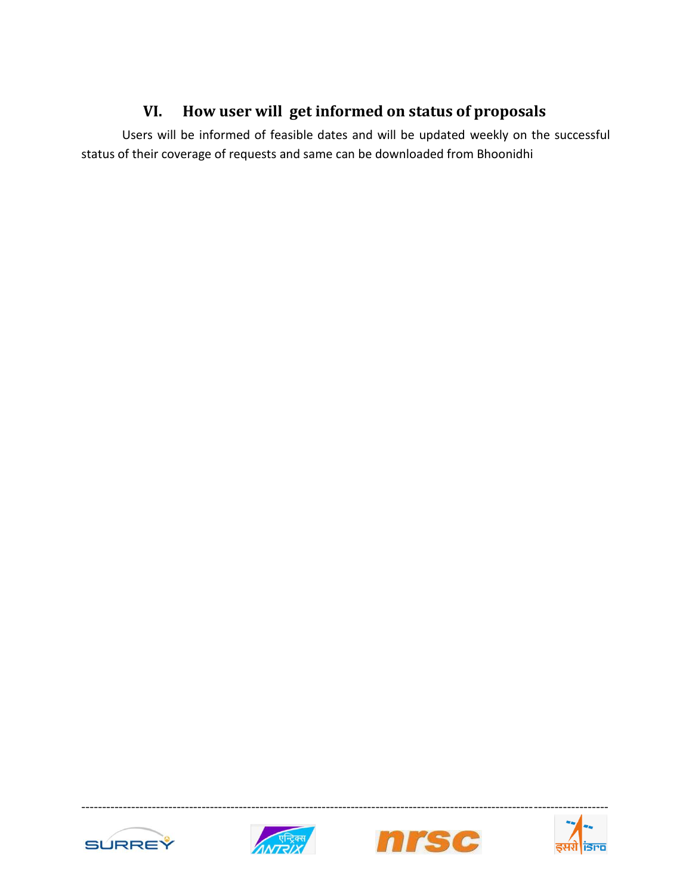## VI. How user will get informed on status of proposals

Users will be informed of feasible dates and will be updated weekly on the successful status of their coverage of requests and same can be downloaded from Bhoonidhi